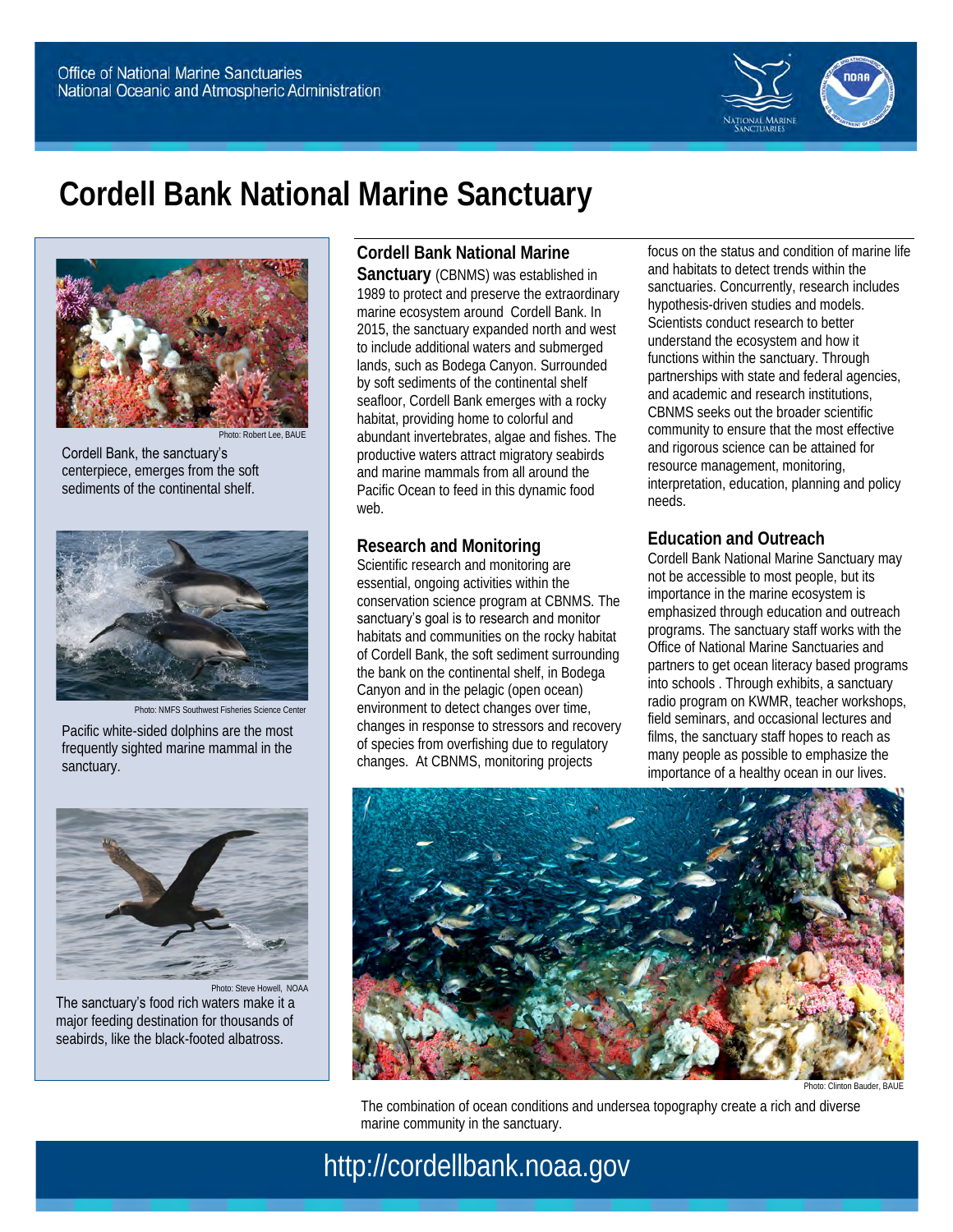Office of National Marine Sanctuaries
National Oceanic and Atmospheric Administration

# Cordell Bank National Marine Sanctuary

Photo: Robert Lee, BAUE

Cordell Bank, the sanctuary's centerpiece, emerges from the soft sediments of the continental shelf.

Photo: NMFS Southwest Fisheries Science Center

Pacific white-sided dolphins are the most frequently sighted marine mammal in the sanctuary.

Photo: Steve Howell, NOAA

The sanctuary's food rich waters make it a major feeding destination for thousands of seabirds, like the black-footed albatross.

**Cordell Bank National Marine Sanctuary** (CBNMS) was established in 1989 to protect and preserve the extraordinary marine ecosystem around Cordell Bank. In 2015, the sanctuary expanded north and west to include additional waters and submerged lands, such as Bodega Canyon. Surrounded by soft sediments of the continental shelf seafloor, Cordell Bank emerges with a rocky habitat, providing home to colorful and abundant invertebrates, algae and fishes. The productive waters attract migratory seabirds and marine mammals from all around the Pacific Ocean to feed in this dynamic food web.

## Research and Monitoring

Scientific research and monitoring are essential, ongoing activities within the conservation science program at CBNMS. The sanctuary's goal is to research and monitor habitats and communities on the rocky habitat of Cordell Bank, the soft sediment surrounding the bank on the continental shelf, in Bodega Canyon and in the pelagic (open ocean) environment to detect changes over time, changes in response to stressors and recovery of species from overfishing due to regulatory changes. At CBNMS, monitoring projects focus on the status and condition of marine life and habitats to detect trends within the sanctuaries. Concurrently, research includes hypothesis-driven studies and models. Scientists conduct research to better understand the ecosystem and how it functions within the sanctuary. Through partnerships with state and federal agencies, and academic and research institutions, CBNMS seeks out the broader scientific community to ensure that the most effective and rigorous science can be attained for resource management, monitoring, interpretation, education, planning and policy needs.

## Education and Outreach

Cordell Bank National Marine Sanctuary may not be accessible to most people, but its importance in the marine ecosystem is emphasized through education and outreach programs. The sanctuary staff works with the Office of National Marine Sanctuaries and partners to get ocean literacy based programs into schools . Through exhibits, a sanctuary radio program on KWMR, teacher workshops, field seminars, and occasional lectures and films, the sanctuary staff hopes to reach as many people as possible to emphasize the importance of a healthy ocean in our lives.

Photo: Clinton Bauder, BAUE

The combination of ocean conditions and undersea topography create a rich and diverse marine community in the sanctuary.

http://cordellbank.noaa.gov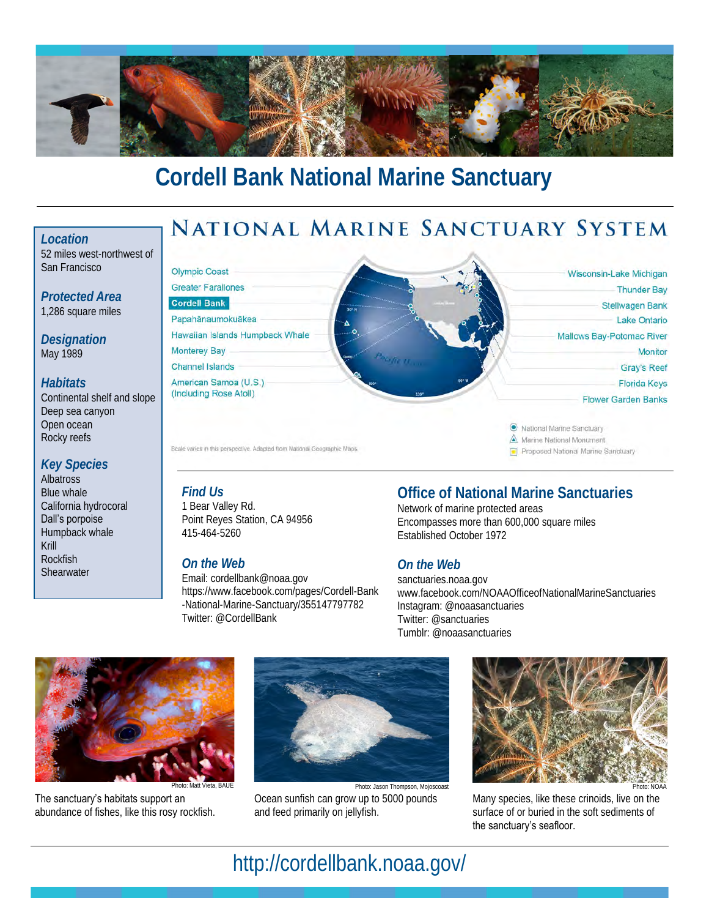# Cordell Bank National Marine Sanctuary

### *Location*
52 miles west-northwest of San Francisco

### *Protected Area*
1,286 square miles

### *Designation*
May 1989

### *Habitats*
Continental shelf and slope
Deep sea canyon
Open ocean
Rocky reefs

### *Key Species*
Albatross
Blue whale
California hydrocoral
Dall's porpoise
Humpback whale
Krill
Rockfish
Shearwater

## National Marine Sanctuary System

Olympic Coast
Greater Farallones
Cordell Bank
Papahānaumokuākea
Hawaiian Islands Humpback Whale
Monterey Bay
Channel Islands
American Samoa (U.S.) (Including Rose Atoll)

Wisconsin-Lake Michigan
Thunder Bay
Stellwagen Bank
Lake Ontario
Mallows Bay-Potomac River
Monitor
Gray's Reef
Florida Keys
Flower Garden Banks

National Marine Sanctuary
Marine National Monument
Proposed National Marine Sanctuary

Scale varies in this perspective. Adapted from National Geographic Maps.

### *Find Us*
1 Bear Valley Rd.
Point Reyes Station, CA 94956
415-464-5260

### *On the Web*
Email: cordellbank@noaa.gov
https://www.facebook.com/pages/Cordell-Bank-National-Marine-Sanctuary/355147797782
Twitter: @CordellBank

## Office of National Marine Sanctuaries
Network of marine protected areas
Encompasses more than 600,000 square miles
Established October 1972

### *On the Web*
sanctuaries.noaa.gov
www.facebook.com/NOAAOfficeofNationalMarineSanctuaries
Instagram: @noaasanctuaries
Twitter: @sanctuaries
Tumblr: @noaasanctuaries

Photo: Matt Vieta, BAUE

The sanctuary's habitats support an abundance of fishes, like this rosy rockfish.

Photo: Jason Thompson, Mojoscoast

Ocean sunfish can grow up to 5000 pounds and feed primarily on jellyfish.

Photo: NOAA

Many species, like these crinoids, live on the surface of or buried in the soft sediments of the sanctuary's seafloor.

http://cordellbank.noaa.gov/